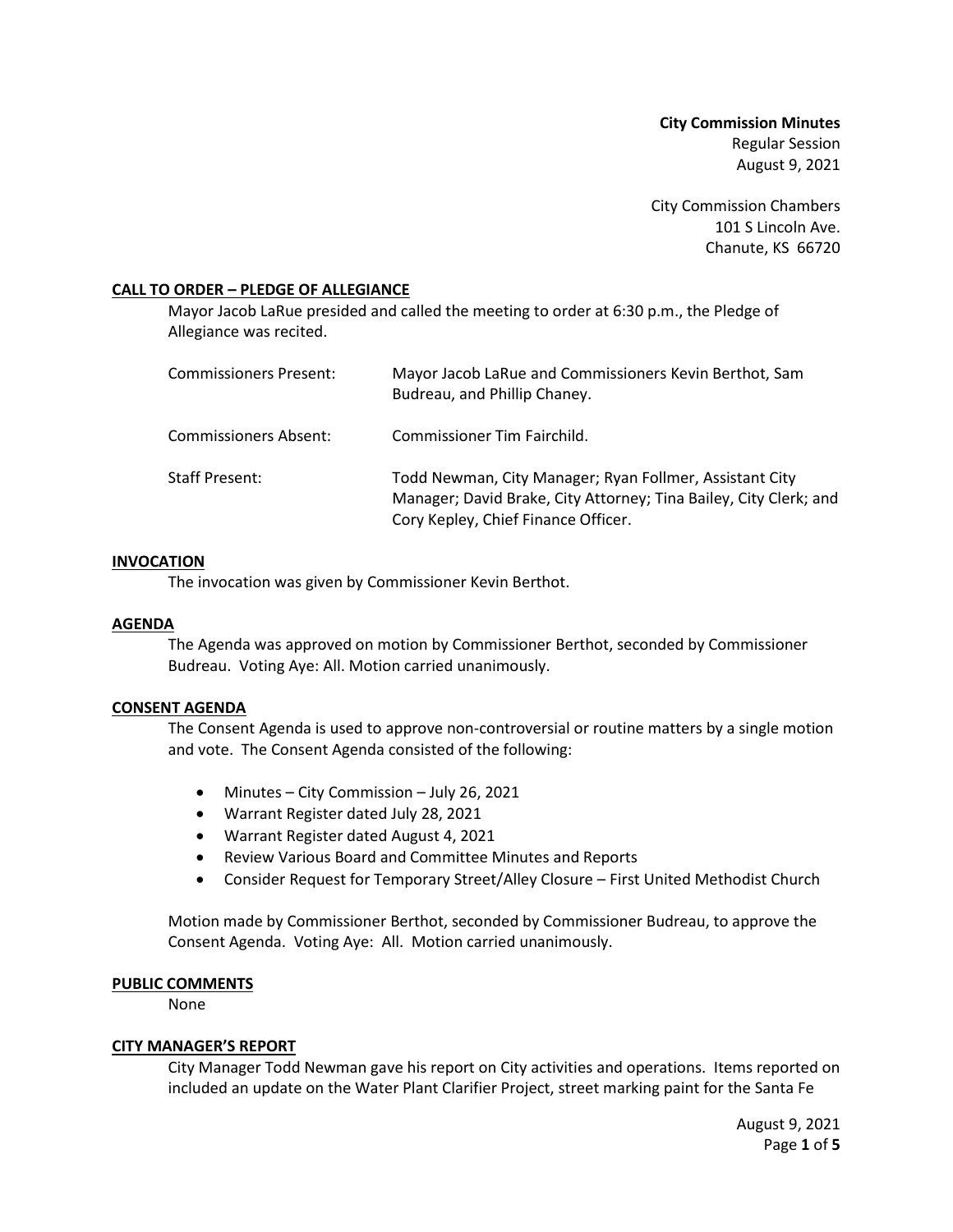**City Commission Minutes**
Regular Session
August 9, 2021

City Commission Chambers
101 S Lincoln Ave.
Chanute, KS 66720

## CALL TO ORDER – PLEDGE OF ALLEGIANCE

Mayor Jacob LaRue presided and called the meeting to order at 6:30 p.m., the Pledge of Allegiance was recited.

| | |
|---|---|
| Commissioners Present: | Mayor Jacob LaRue and Commissioners Kevin Berthot, Sam Budreau, and Phillip Chaney. |
| Commissioners Absent: | Commissioner Tim Fairchild. |
| Staff Present: | Todd Newman, City Manager; Ryan Follmer, Assistant City Manager; David Brake, City Attorney; Tina Bailey, City Clerk; and Cory Kepley, Chief Finance Officer. |

## INVOCATION

The invocation was given by Commissioner Kevin Berthot.

## AGENDA

The Agenda was approved on motion by Commissioner Berthot, seconded by Commissioner Budreau. Voting Aye: All. Motion carried unanimously.

## CONSENT AGENDA

The Consent Agenda is used to approve non-controversial or routine matters by a single motion and vote. The Consent Agenda consisted of the following:

- Minutes – City Commission – July 26, 2021
- Warrant Register dated July 28, 2021
- Warrant Register dated August 4, 2021
- Review Various Board and Committee Minutes and Reports
- Consider Request for Temporary Street/Alley Closure – First United Methodist Church

Motion made by Commissioner Berthot, seconded by Commissioner Budreau, to approve the Consent Agenda. Voting Aye: All. Motion carried unanimously.

## PUBLIC COMMENTS

None

## CITY MANAGER'S REPORT

City Manager Todd Newman gave his report on City activities and operations. Items reported on included an update on the Water Plant Clarifier Project, street marking paint for the Santa Fe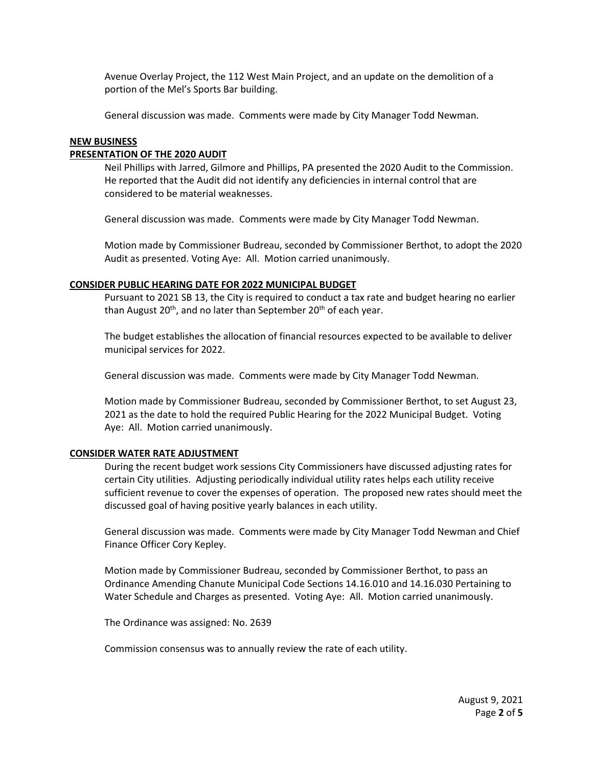Avenue Overlay Project, the 112 West Main Project, and an update on the demolition of a portion of the Mel's Sports Bar building.

General discussion was made. Comments were made by City Manager Todd Newman.

## NEW BUSINESS

### PRESENTATION OF THE 2020 AUDIT

Neil Phillips with Jarred, Gilmore and Phillips, PA presented the 2020 Audit to the Commission. He reported that the Audit did not identify any deficiencies in internal control that are considered to be material weaknesses.

General discussion was made. Comments were made by City Manager Todd Newman.

Motion made by Commissioner Budreau, seconded by Commissioner Berthot, to adopt the 2020 Audit as presented. Voting Aye: All. Motion carried unanimously.

### CONSIDER PUBLIC HEARING DATE FOR 2022 MUNICIPAL BUDGET

Pursuant to 2021 SB 13, the City is required to conduct a tax rate and budget hearing no earlier than August 20th, and no later than September 20th of each year.

The budget establishes the allocation of financial resources expected to be available to deliver municipal services for 2022.

General discussion was made. Comments were made by City Manager Todd Newman.

Motion made by Commissioner Budreau, seconded by Commissioner Berthot, to set August 23, 2021 as the date to hold the required Public Hearing for the 2022 Municipal Budget. Voting Aye: All. Motion carried unanimously.

### CONSIDER WATER RATE ADJUSTMENT

During the recent budget work sessions City Commissioners have discussed adjusting rates for certain City utilities. Adjusting periodically individual utility rates helps each utility receive sufficient revenue to cover the expenses of operation. The proposed new rates should meet the discussed goal of having positive yearly balances in each utility.

General discussion was made. Comments were made by City Manager Todd Newman and Chief Finance Officer Cory Kepley.

Motion made by Commissioner Budreau, seconded by Commissioner Berthot, to pass an Ordinance Amending Chanute Municipal Code Sections 14.16.010 and 14.16.030 Pertaining to Water Schedule and Charges as presented. Voting Aye: All. Motion carried unanimously.

The Ordinance was assigned: No. 2639

Commission consensus was to annually review the rate of each utility.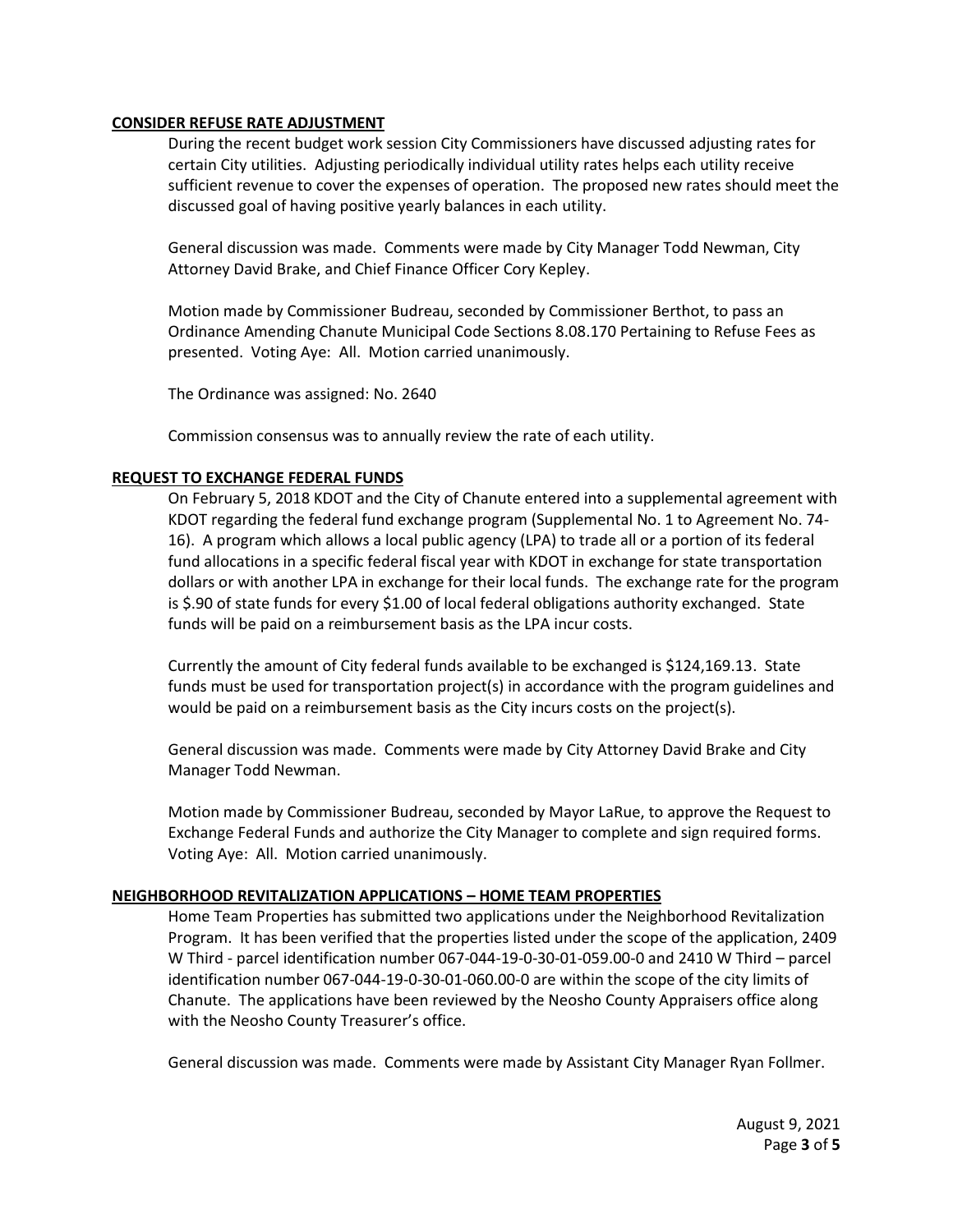**CONSIDER REFUSE RATE ADJUSTMENT**

During the recent budget work session City Commissioners have discussed adjusting rates for certain City utilities. Adjusting periodically individual utility rates helps each utility receive sufficient revenue to cover the expenses of operation. The proposed new rates should meet the discussed goal of having positive yearly balances in each utility.

General discussion was made. Comments were made by City Manager Todd Newman, City Attorney David Brake, and Chief Finance Officer Cory Kepley.

Motion made by Commissioner Budreau, seconded by Commissioner Berthot, to pass an Ordinance Amending Chanute Municipal Code Sections 8.08.170 Pertaining to Refuse Fees as presented. Voting Aye: All. Motion carried unanimously.

The Ordinance was assigned: No. 2640

Commission consensus was to annually review the rate of each utility.

**REQUEST TO EXCHANGE FEDERAL FUNDS**

On February 5, 2018 KDOT and the City of Chanute entered into a supplemental agreement with KDOT regarding the federal fund exchange program (Supplemental No. 1 to Agreement No. 74-16). A program which allows a local public agency (LPA) to trade all or a portion of its federal fund allocations in a specific federal fiscal year with KDOT in exchange for state transportation dollars or with another LPA in exchange for their local funds. The exchange rate for the program is $.90 of state funds for every $1.00 of local federal obligations authority exchanged. State funds will be paid on a reimbursement basis as the LPA incur costs.

Currently the amount of City federal funds available to be exchanged is $124,169.13. State funds must be used for transportation project(s) in accordance with the program guidelines and would be paid on a reimbursement basis as the City incurs costs on the project(s).

General discussion was made. Comments were made by City Attorney David Brake and City Manager Todd Newman.

Motion made by Commissioner Budreau, seconded by Mayor LaRue, to approve the Request to Exchange Federal Funds and authorize the City Manager to complete and sign required forms. Voting Aye: All. Motion carried unanimously.

**NEIGHBORHOOD REVITALIZATION APPLICATIONS – HOME TEAM PROPERTIES**

Home Team Properties has submitted two applications under the Neighborhood Revitalization Program. It has been verified that the properties listed under the scope of the application, 2409 W Third - parcel identification number 067-044-19-0-30-01-059.00-0 and 2410 W Third – parcel identification number 067-044-19-0-30-01-060.00-0 are within the scope of the city limits of Chanute. The applications have been reviewed by the Neosho County Appraisers office along with the Neosho County Treasurer's office.

General discussion was made. Comments were made by Assistant City Manager Ryan Follmer.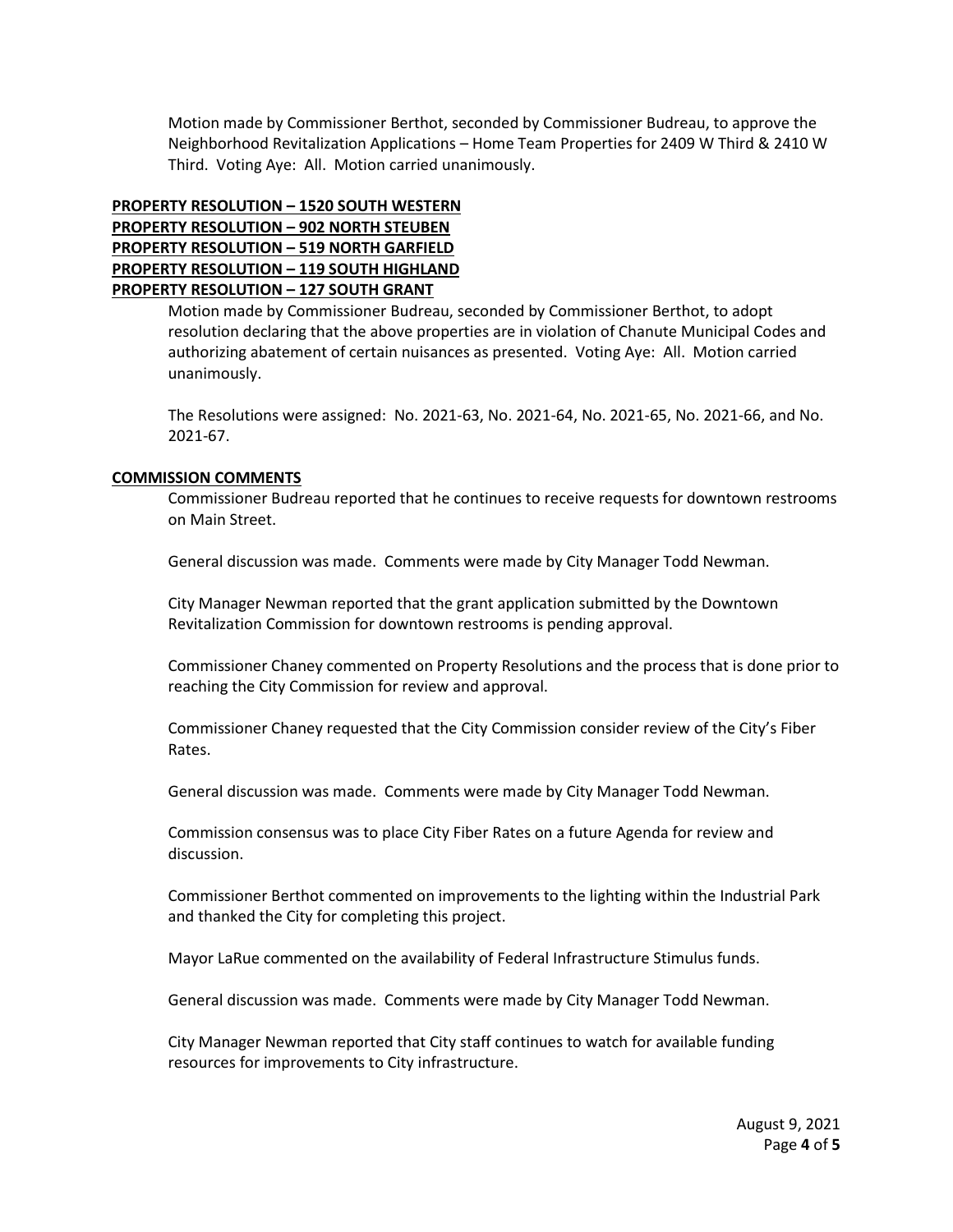Motion made by Commissioner Berthot, seconded by Commissioner Budreau, to approve the Neighborhood Revitalization Applications – Home Team Properties for 2409 W Third & 2410 W Third. Voting Aye: All. Motion carried unanimously.

**PROPERTY RESOLUTION – 1520 SOUTH WESTERN**
**PROPERTY RESOLUTION – 902 NORTH STEUBEN**
**PROPERTY RESOLUTION – 519 NORTH GARFIELD**
**PROPERTY RESOLUTION – 119 SOUTH HIGHLAND**
**PROPERTY RESOLUTION – 127 SOUTH GRANT**

Motion made by Commissioner Budreau, seconded by Commissioner Berthot, to adopt resolution declaring that the above properties are in violation of Chanute Municipal Codes and authorizing abatement of certain nuisances as presented. Voting Aye: All. Motion carried unanimously.

The Resolutions were assigned: No. 2021-63, No. 2021-64, No. 2021-65, No. 2021-66, and No. 2021-67.

**COMMISSION COMMENTS**

Commissioner Budreau reported that he continues to receive requests for downtown restrooms on Main Street.

General discussion was made. Comments were made by City Manager Todd Newman.

City Manager Newman reported that the grant application submitted by the Downtown Revitalization Commission for downtown restrooms is pending approval.

Commissioner Chaney commented on Property Resolutions and the process that is done prior to reaching the City Commission for review and approval.

Commissioner Chaney requested that the City Commission consider review of the City's Fiber Rates.

General discussion was made. Comments were made by City Manager Todd Newman.

Commission consensus was to place City Fiber Rates on a future Agenda for review and discussion.

Commissioner Berthot commented on improvements to the lighting within the Industrial Park and thanked the City for completing this project.

Mayor LaRue commented on the availability of Federal Infrastructure Stimulus funds.

General discussion was made. Comments were made by City Manager Todd Newman.

City Manager Newman reported that City staff continues to watch for available funding resources for improvements to City infrastructure.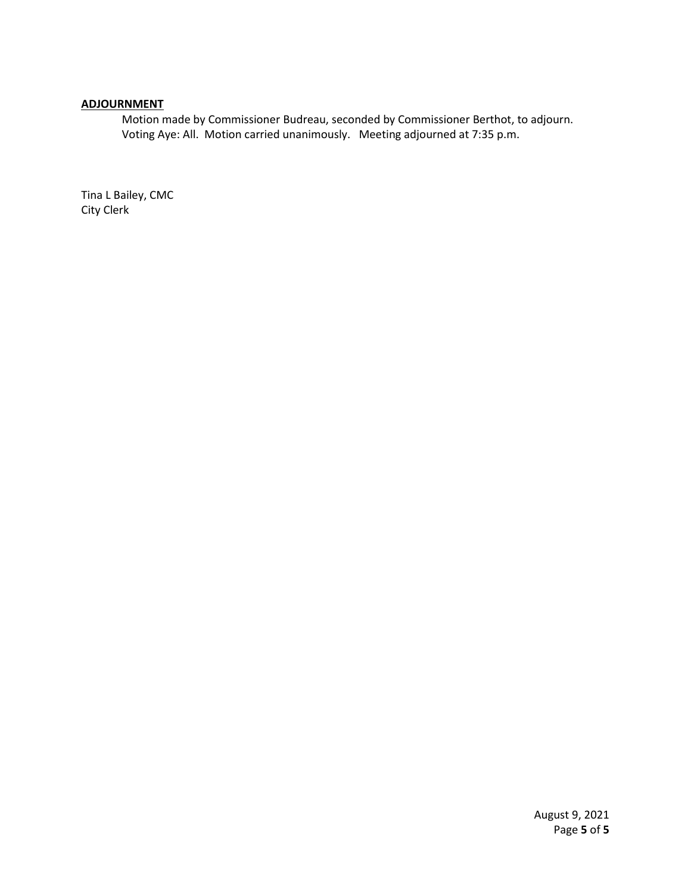**ADJOURNMENT**

Motion made by Commissioner Budreau, seconded by Commissioner Berthot, to adjourn. Voting Aye: All. Motion carried unanimously. Meeting adjourned at 7:35 p.m.

Tina L Bailey, CMC
City Clerk